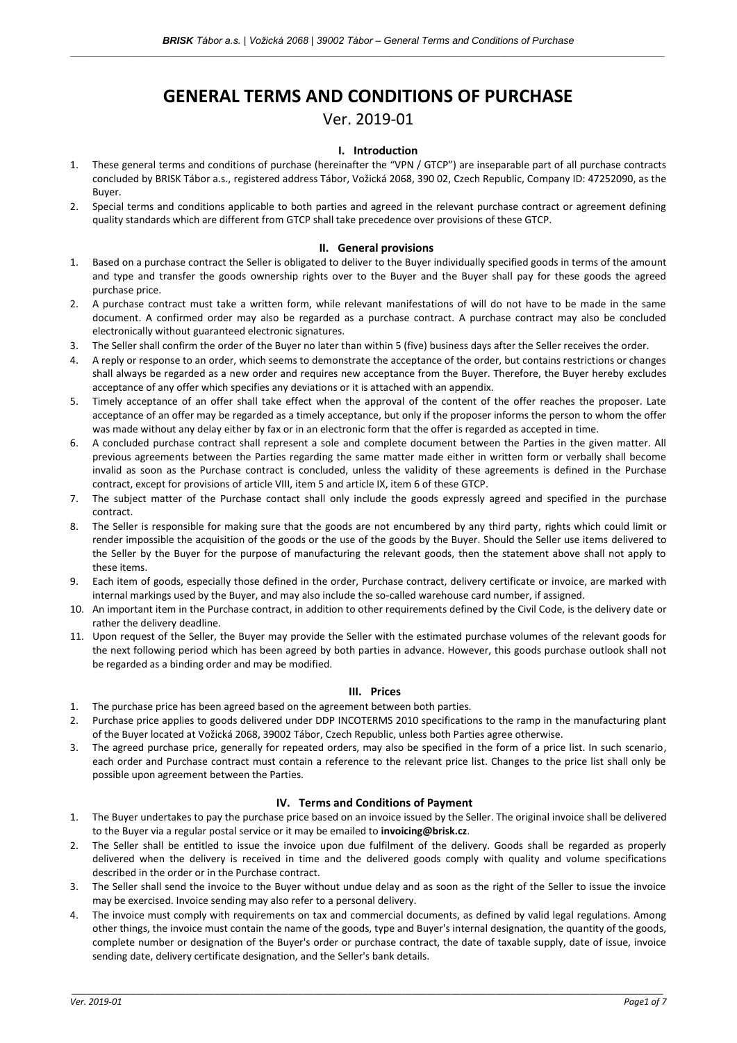# GENERAL TERMS AND CONDITIONS OF PURCHASE

Ver. 2019-01

## I. Introduction

1. These general terms and conditions of purchase (hereinafter the "VPN / GTCP") are inseparable part of all purchase contracts concluded by BRISK Tábor a.s., registered address Tábor, Vožická 2068, 390 02, Czech Republic, Company ID: 47252090, as the Buyer.
2. Special terms and conditions applicable to both parties and agreed in the relevant purchase contract or agreement defining quality standards which are different from GTCP shall take precedence over provisions of these GTCP.

## II. General provisions

1. Based on a purchase contract the Seller is obligated to deliver to the Buyer individually specified goods in terms of the amount and type and transfer the goods ownership rights over to the Buyer and the Buyer shall pay for these goods the agreed purchase price.
2. A purchase contract must take a written form, while relevant manifestations of will do not have to be made in the same document. A confirmed order may also be regarded as a purchase contract. A purchase contract may also be concluded electronically without guaranteed electronic signatures.
3. The Seller shall confirm the order of the Buyer no later than within 5 (five) business days after the Seller receives the order.
4. A reply or response to an order, which seems to demonstrate the acceptance of the order, but contains restrictions or changes shall always be regarded as a new order and requires new acceptance from the Buyer. Therefore, the Buyer hereby excludes acceptance of any offer which specifies any deviations or it is attached with an appendix.
5. Timely acceptance of an offer shall take effect when the approval of the content of the offer reaches the proposer. Late acceptance of an offer may be regarded as a timely acceptance, but only if the proposer informs the person to whom the offer was made without any delay either by fax or in an electronic form that the offer is regarded as accepted in time.
6. A concluded purchase contract shall represent a sole and complete document between the Parties in the given matter. All previous agreements between the Parties regarding the same matter made either in written form or verbally shall become invalid as soon as the Purchase contract is concluded, unless the validity of these agreements is defined in the Purchase contract, except for provisions of article VIII, item 5 and article IX, item 6 of these GTCP.
7. The subject matter of the Purchase contact shall only include the goods expressly agreed and specified in the purchase contract.
8. The Seller is responsible for making sure that the goods are not encumbered by any third party, rights which could limit or render impossible the acquisition of the goods or the use of the goods by the Buyer. Should the Seller use items delivered to the Seller by the Buyer for the purpose of manufacturing the relevant goods, then the statement above shall not apply to these items.
9. Each item of goods, especially those defined in the order, Purchase contract, delivery certificate or invoice, are marked with internal markings used by the Buyer, and may also include the so-called warehouse card number, if assigned.
10. An important item in the Purchase contract, in addition to other requirements defined by the Civil Code, is the delivery date or rather the delivery deadline.
11. Upon request of the Seller, the Buyer may provide the Seller with the estimated purchase volumes of the relevant goods for the next following period which has been agreed by both parties in advance. However, this goods purchase outlook shall not be regarded as a binding order and may be modified.

## III. Prices

1. The purchase price has been agreed based on the agreement between both parties.
2. Purchase price applies to goods delivered under DDP INCOTERMS 2010 specifications to the ramp in the manufacturing plant of the Buyer located at Vožická 2068, 39002 Tábor, Czech Republic, unless both Parties agree otherwise.
3. The agreed purchase price, generally for repeated orders, may also be specified in the form of a price list. In such scenario, each order and Purchase contract must contain a reference to the relevant price list. Changes to the price list shall only be possible upon agreement between the Parties.

## IV. Terms and Conditions of Payment

1. The Buyer undertakes to pay the purchase price based on an invoice issued by the Seller. The original invoice shall be delivered to the Buyer via a regular postal service or it may be emailed to **invoicing@brisk.cz**.
2. The Seller shall be entitled to issue the invoice upon due fulfilment of the delivery. Goods shall be regarded as properly delivered when the delivery is received in time and the delivered goods comply with quality and volume specifications described in the order or in the Purchase contract.
3. The Seller shall send the invoice to the Buyer without undue delay and as soon as the right of the Seller to issue the invoice may be exercised. Invoice sending may also refer to a personal delivery.
4. The invoice must comply with requirements on tax and commercial documents, as defined by valid legal regulations. Among other things, the invoice must contain the name of the goods, type and Buyer's internal designation, the quantity of the goods, complete number or designation of the Buyer's order or purchase contract, the date of taxable supply, date of issue, invoice sending date, delivery certificate designation, and the Seller's bank details.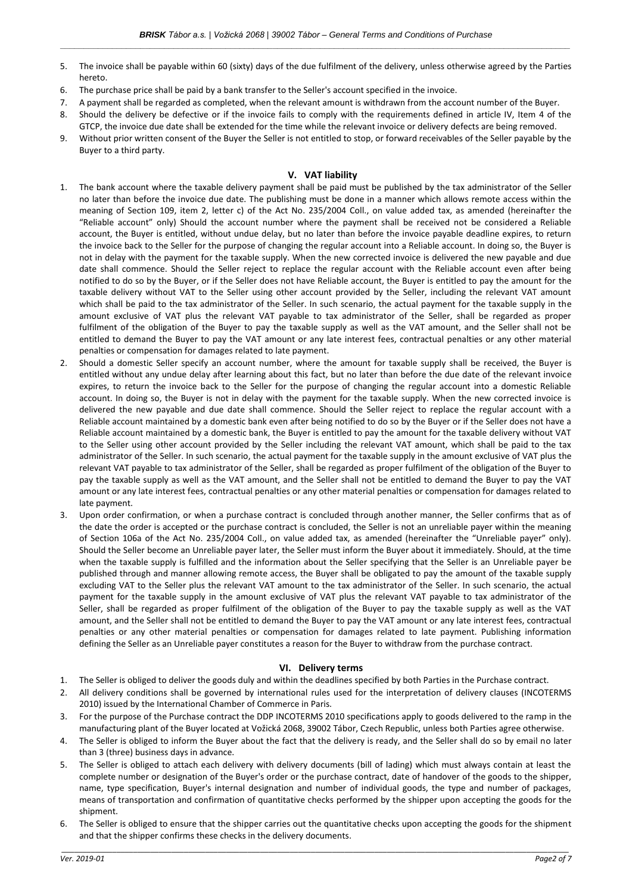5. The invoice shall be payable within 60 (sixty) days of the due fulfilment of the delivery, unless otherwise agreed by the Parties hereto.
6. The purchase price shall be paid by a bank transfer to the Seller's account specified in the invoice.
7. A payment shall be regarded as completed, when the relevant amount is withdrawn from the account number of the Buyer.
8. Should the delivery be defective or if the invoice fails to comply with the requirements defined in article IV, Item 4 of the GTCP, the invoice due date shall be extended for the time while the relevant invoice or delivery defects are being removed.
9. Without prior written consent of the Buyer the Seller is not entitled to stop, or forward receivables of the Seller payable by the Buyer to a third party.

## V. VAT liability

1. The bank account where the taxable delivery payment shall be paid must be published by the tax administrator of the Seller no later than before the invoice due date. The publishing must be done in a manner which allows remote access within the meaning of Section 109, item 2, letter c) of the Act No. 235/2004 Coll., on value added tax, as amended (hereinafter the "Reliable account" only) Should the account number where the payment shall be received not be considered a Reliable account, the Buyer is entitled, without undue delay, but no later than before the invoice payable deadline expires, to return the invoice back to the Seller for the purpose of changing the regular account into a Reliable account. In doing so, the Buyer is not in delay with the payment for the taxable supply. When the new corrected invoice is delivered the new payable and due date shall commence. Should the Seller reject to replace the regular account with the Reliable account even after being notified to do so by the Buyer, or if the Seller does not have Reliable account, the Buyer is entitled to pay the amount for the taxable delivery without VAT to the Seller using other account provided by the Seller, including the relevant VAT amount which shall be paid to the tax administrator of the Seller. In such scenario, the actual payment for the taxable supply in the amount exclusive of VAT plus the relevant VAT payable to tax administrator of the Seller, shall be regarded as proper fulfilment of the obligation of the Buyer to pay the taxable supply as well as the VAT amount, and the Seller shall not be entitled to demand the Buyer to pay the VAT amount or any late interest fees, contractual penalties or any other material penalties or compensation for damages related to late payment.
2. Should a domestic Seller specify an account number, where the amount for taxable supply shall be received, the Buyer is entitled without any undue delay after learning about this fact, but no later than before the due date of the relevant invoice expires, to return the invoice back to the Seller for the purpose of changing the regular account into a domestic Reliable account. In doing so, the Buyer is not in delay with the payment for the taxable supply. When the new corrected invoice is delivered the new payable and due date shall commence. Should the Seller reject to replace the regular account with a Reliable account maintained by a domestic bank even after being notified to do so by the Buyer or if the Seller does not have a Reliable account maintained by a domestic bank, the Buyer is entitled to pay the amount for the taxable delivery without VAT to the Seller using other account provided by the Seller including the relevant VAT amount, which shall be paid to the tax administrator of the Seller. In such scenario, the actual payment for the taxable supply in the amount exclusive of VAT plus the relevant VAT payable to tax administrator of the Seller, shall be regarded as proper fulfilment of the obligation of the Buyer to pay the taxable supply as well as the VAT amount, and the Seller shall not be entitled to demand the Buyer to pay the VAT amount or any late interest fees, contractual penalties or any other material penalties or compensation for damages related to late payment.
3. Upon order confirmation, or when a purchase contract is concluded through another manner, the Seller confirms that as of the date the order is accepted or the purchase contract is concluded, the Seller is not an unreliable payer within the meaning of Section 106a of the Act No. 235/2004 Coll., on value added tax, as amended (hereinafter the "Unreliable payer" only). Should the Seller become an Unreliable payer later, the Seller must inform the Buyer about it immediately. Should, at the time when the taxable supply is fulfilled and the information about the Seller specifying that the Seller is an Unreliable payer be published through and manner allowing remote access, the Buyer shall be obligated to pay the amount of the taxable supply excluding VAT to the Seller plus the relevant VAT amount to the tax administrator of the Seller. In such scenario, the actual payment for the taxable supply in the amount exclusive of VAT plus the relevant VAT payable to tax administrator of the Seller, shall be regarded as proper fulfilment of the obligation of the Buyer to pay the taxable supply as well as the VAT amount, and the Seller shall not be entitled to demand the Buyer to pay the VAT amount or any late interest fees, contractual penalties or any other material penalties or compensation for damages related to late payment. Publishing information defining the Seller as an Unreliable payer constitutes a reason for the Buyer to withdraw from the purchase contract.

## VI. Delivery terms

1. The Seller is obliged to deliver the goods duly and within the deadlines specified by both Parties in the Purchase contract.
2. All delivery conditions shall be governed by international rules used for the interpretation of delivery clauses (INCOTERMS 2010) issued by the International Chamber of Commerce in Paris.
3. For the purpose of the Purchase contract the DDP INCOTERMS 2010 specifications apply to goods delivered to the ramp in the manufacturing plant of the Buyer located at Vožická 2068, 39002 Tábor, Czech Republic, unless both Parties agree otherwise.
4. The Seller is obliged to inform the Buyer about the fact that the delivery is ready, and the Seller shall do so by email no later than 3 (three) business days in advance.
5. The Seller is obliged to attach each delivery with delivery documents (bill of lading) which must always contain at least the complete number or designation of the Buyer's order or the purchase contract, date of handover of the goods to the shipper, name, type specification, Buyer's internal designation and number of individual goods, the type and number of packages, means of transportation and confirmation of quantitative checks performed by the shipper upon accepting the goods for the shipment.
6. The Seller is obliged to ensure that the shipper carries out the quantitative checks upon accepting the goods for the shipment and that the shipper confirms these checks in the delivery documents.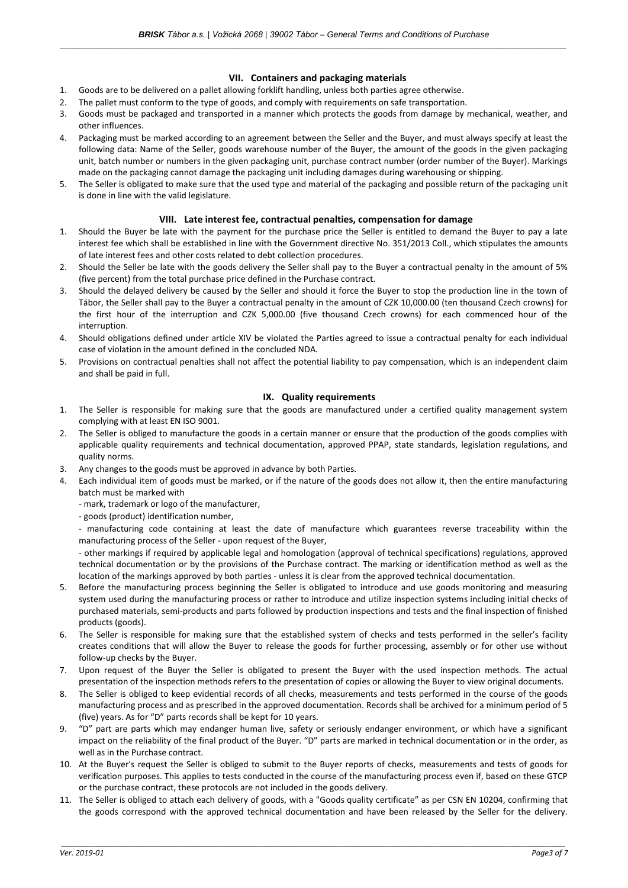## VII. Containers and packaging materials

1. Goods are to be delivered on a pallet allowing forklift handling, unless both parties agree otherwise.
2. The pallet must conform to the type of goods, and comply with requirements on safe transportation.
3. Goods must be packaged and transported in a manner which protects the goods from damage by mechanical, weather, and other influences.
4. Packaging must be marked according to an agreement between the Seller and the Buyer, and must always specify at least the following data: Name of the Seller, goods warehouse number of the Buyer, the amount of the goods in the given packaging unit, batch number or numbers in the given packaging unit, purchase contract number (order number of the Buyer). Markings made on the packaging cannot damage the packaging unit including damages during warehousing or shipping.
5. The Seller is obligated to make sure that the used type and material of the packaging and possible return of the packaging unit is done in line with the valid legislature.

## VIII. Late interest fee, contractual penalties, compensation for damage

1. Should the Buyer be late with the payment for the purchase price the Seller is entitled to demand the Buyer to pay a late interest fee which shall be established in line with the Government directive No. 351/2013 Coll., which stipulates the amounts of late interest fees and other costs related to debt collection procedures.
2. Should the Seller be late with the goods delivery the Seller shall pay to the Buyer a contractual penalty in the amount of 5% (five percent) from the total purchase price defined in the Purchase contract.
3. Should the delayed delivery be caused by the Seller and should it force the Buyer to stop the production line in the town of Tábor, the Seller shall pay to the Buyer a contractual penalty in the amount of CZK 10,000.00 (ten thousand Czech crowns) for the first hour of the interruption and CZK 5,000.00 (five thousand Czech crowns) for each commenced hour of the interruption.
4. Should obligations defined under article XIV be violated the Parties agreed to issue a contractual penalty for each individual case of violation in the amount defined in the concluded NDA.
5. Provisions on contractual penalties shall not affect the potential liability to pay compensation, which is an independent claim and shall be paid in full.

## IX. Quality requirements

1. The Seller is responsible for making sure that the goods are manufactured under a certified quality management system complying with at least EN ISO 9001.
2. The Seller is obliged to manufacture the goods in a certain manner or ensure that the production of the goods complies with applicable quality requirements and technical documentation, approved PPAP, state standards, legislation regulations, and quality norms.
3. Any changes to the goods must be approved in advance by both Parties.
4. Each individual item of goods must be marked, or if the nature of the goods does not allow it, then the entire manufacturing batch must be marked with
   - mark, trademark or logo of the manufacturer,
   - goods (product) identification number,
   - manufacturing code containing at least the date of manufacture which guarantees reverse traceability within the manufacturing process of the Seller - upon request of the Buyer,
   - other markings if required by applicable legal and homologation (approval of technical specifications) regulations, approved technical documentation or by the provisions of the Purchase contract. The marking or identification method as well as the location of the markings approved by both parties - unless it is clear from the approved technical documentation.
5. Before the manufacturing process beginning the Seller is obligated to introduce and use goods monitoring and measuring system used during the manufacturing process or rather to introduce and utilize inspection systems including initial checks of purchased materials, semi-products and parts followed by production inspections and tests and the final inspection of finished products (goods).
6. The Seller is responsible for making sure that the established system of checks and tests performed in the seller's facility creates conditions that will allow the Buyer to release the goods for further processing, assembly or for other use without follow-up checks by the Buyer.
7. Upon request of the Buyer the Seller is obligated to present the Buyer with the used inspection methods. The actual presentation of the inspection methods refers to the presentation of copies or allowing the Buyer to view original documents.
8. The Seller is obliged to keep evidential records of all checks, measurements and tests performed in the course of the goods manufacturing process and as prescribed in the approved documentation. Records shall be archived for a minimum period of 5 (five) years. As for "D" parts records shall be kept for 10 years.
9. "D" part are parts which may endanger human live, safety or seriously endanger environment, or which have a significant impact on the reliability of the final product of the Buyer. "D" parts are marked in technical documentation or in the order, as well as in the Purchase contract.
10. At the Buyer's request the Seller is obliged to submit to the Buyer reports of checks, measurements and tests of goods for verification purposes. This applies to tests conducted in the course of the manufacturing process even if, based on these GTCP or the purchase contract, these protocols are not included in the goods delivery.
11. The Seller is obliged to attach each delivery of goods, with a "Goods quality certificate" as per CSN EN 10204, confirming that the goods correspond with the approved technical documentation and have been released by the Seller for the delivery.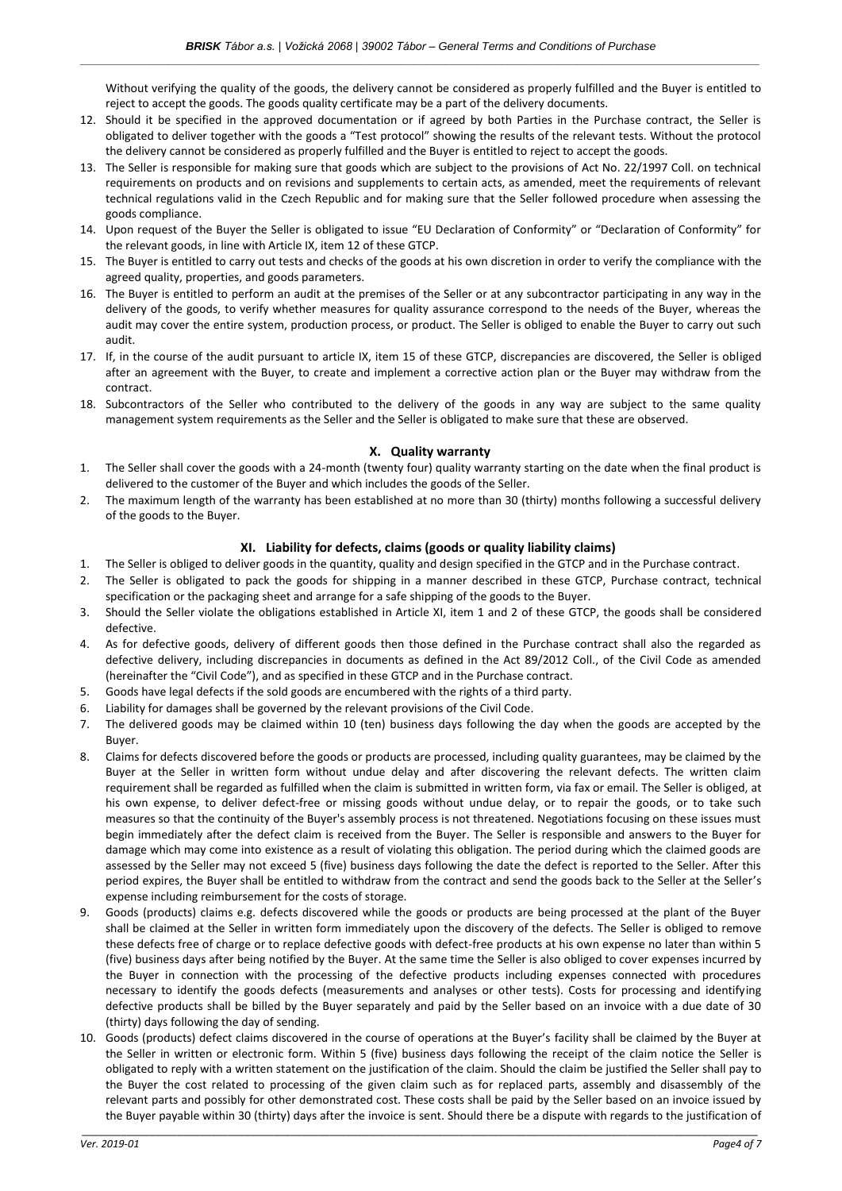Without verifying the quality of the goods, the delivery cannot be considered as properly fulfilled and the Buyer is entitled to reject to accept the goods. The goods quality certificate may be a part of the delivery documents.

12. Should it be specified in the approved documentation or if agreed by both Parties in the Purchase contract, the Seller is obligated to deliver together with the goods a "Test protocol" showing the results of the relevant tests. Without the protocol the delivery cannot be considered as properly fulfilled and the Buyer is entitled to reject to accept the goods.
13. The Seller is responsible for making sure that goods which are subject to the provisions of Act No. 22/1997 Coll. on technical requirements on products and on revisions and supplements to certain acts, as amended, meet the requirements of relevant technical regulations valid in the Czech Republic and for making sure that the Seller followed procedure when assessing the goods compliance.
14. Upon request of the Buyer the Seller is obligated to issue "EU Declaration of Conformity" or "Declaration of Conformity" for the relevant goods, in line with Article IX, item 12 of these GTCP.
15. The Buyer is entitled to carry out tests and checks of the goods at his own discretion in order to verify the compliance with the agreed quality, properties, and goods parameters.
16. The Buyer is entitled to perform an audit at the premises of the Seller or at any subcontractor participating in any way in the delivery of the goods, to verify whether measures for quality assurance correspond to the needs of the Buyer, whereas the audit may cover the entire system, production process, or product. The Seller is obliged to enable the Buyer to carry out such audit.
17. If, in the course of the audit pursuant to article IX, item 15 of these GTCP, discrepancies are discovered, the Seller is obliged after an agreement with the Buyer, to create and implement a corrective action plan or the Buyer may withdraw from the contract.
18. Subcontractors of the Seller who contributed to the delivery of the goods in any way are subject to the same quality management system requirements as the Seller and the Seller is obligated to make sure that these are observed.

## X. Quality warranty

1. The Seller shall cover the goods with a 24-month (twenty four) quality warranty starting on the date when the final product is delivered to the customer of the Buyer and which includes the goods of the Seller.
2. The maximum length of the warranty has been established at no more than 30 (thirty) months following a successful delivery of the goods to the Buyer.

## XI. Liability for defects, claims (goods or quality liability claims)

1. The Seller is obliged to deliver goods in the quantity, quality and design specified in the GTCP and in the Purchase contract.
2. The Seller is obligated to pack the goods for shipping in a manner described in these GTCP, Purchase contract, technical specification or the packaging sheet and arrange for a safe shipping of the goods to the Buyer.
3. Should the Seller violate the obligations established in Article XI, item 1 and 2 of these GTCP, the goods shall be considered defective.
4. As for defective goods, delivery of different goods then those defined in the Purchase contract shall also the regarded as defective delivery, including discrepancies in documents as defined in the Act 89/2012 Coll., of the Civil Code as amended (hereinafter the "Civil Code"), and as specified in these GTCP and in the Purchase contract.
5. Goods have legal defects if the sold goods are encumbered with the rights of a third party.
6. Liability for damages shall be governed by the relevant provisions of the Civil Code.
7. The delivered goods may be claimed within 10 (ten) business days following the day when the goods are accepted by the Buyer.
8. Claims for defects discovered before the goods or products are processed, including quality guarantees, may be claimed by the Buyer at the Seller in written form without undue delay and after discovering the relevant defects. The written claim requirement shall be regarded as fulfilled when the claim is submitted in written form, via fax or email. The Seller is obliged, at his own expense, to deliver defect-free or missing goods without undue delay, or to repair the goods, or to take such measures so that the continuity of the Buyer's assembly process is not threatened. Negotiations focusing on these issues must begin immediately after the defect claim is received from the Buyer. The Seller is responsible and answers to the Buyer for damage which may come into existence as a result of violating this obligation. The period during which the claimed goods are assessed by the Seller may not exceed 5 (five) business days following the date the defect is reported to the Seller. After this period expires, the Buyer shall be entitled to withdraw from the contract and send the goods back to the Seller at the Seller's expense including reimbursement for the costs of storage.
9. Goods (products) claims e.g. defects discovered while the goods or products are being processed at the plant of the Buyer shall be claimed at the Seller in written form immediately upon the discovery of the defects. The Seller is obliged to remove these defects free of charge or to replace defective goods with defect-free products at his own expense no later than within 5 (five) business days after being notified by the Buyer. At the same time the Seller is also obliged to cover expenses incurred by the Buyer in connection with the processing of the defective products including expenses connected with procedures necessary to identify the goods defects (measurements and analyses or other tests). Costs for processing and identifying defective products shall be billed by the Buyer separately and paid by the Seller based on an invoice with a due date of 30 (thirty) days following the day of sending.
10. Goods (products) defect claims discovered in the course of operations at the Buyer's facility shall be claimed by the Buyer at the Seller in written or electronic form. Within 5 (five) business days following the receipt of the claim notice the Seller is obligated to reply with a written statement on the justification of the claim. Should the claim be justified the Seller shall pay to the Buyer the cost related to processing of the given claim such as for replaced parts, assembly and disassembly of the relevant parts and possibly for other demonstrated cost. These costs shall be paid by the Seller based on an invoice issued by the Buyer payable within 30 (thirty) days after the invoice is sent. Should there be a dispute with regards to the justification of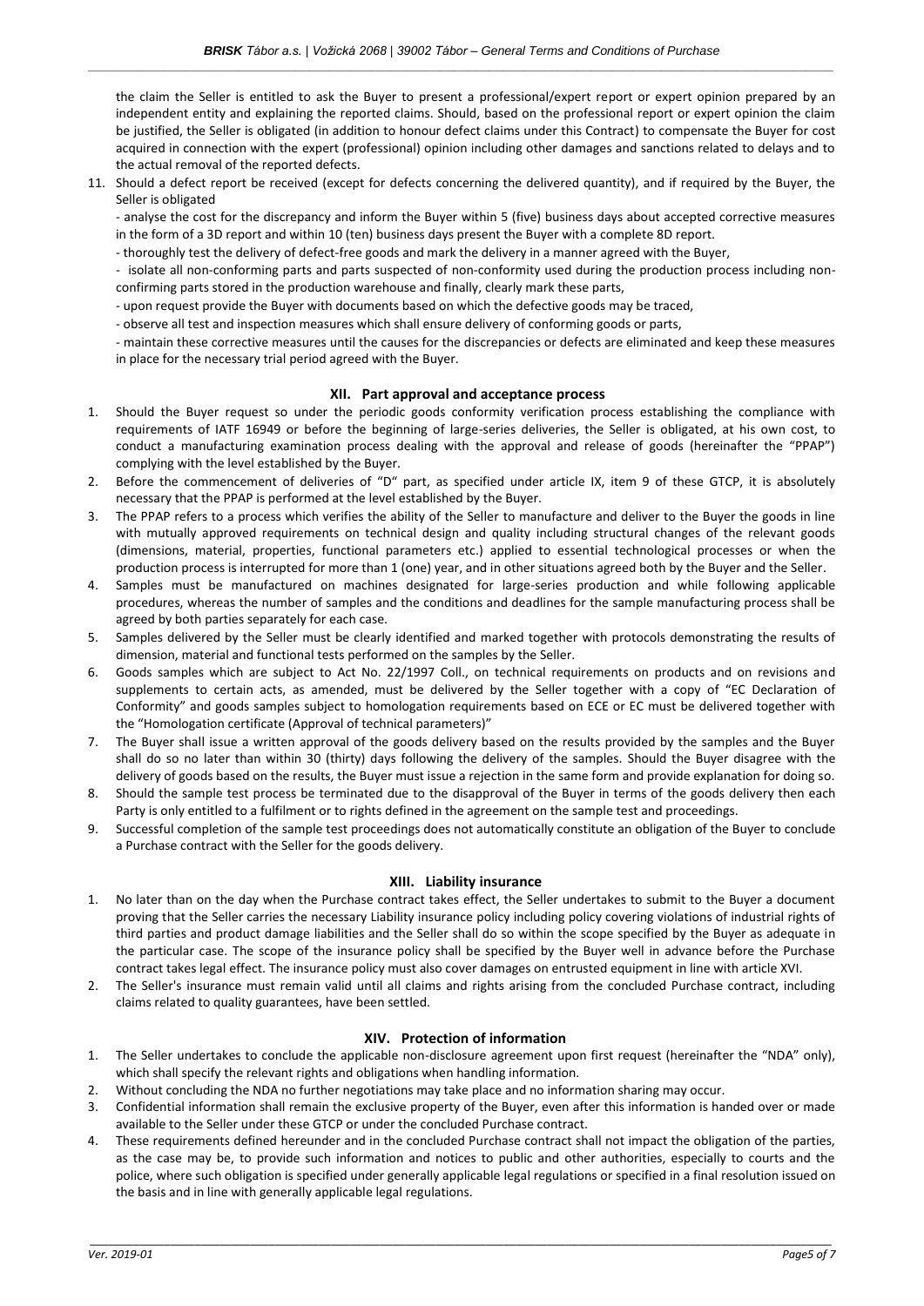the claim the Seller is entitled to ask the Buyer to present a professional/expert report or expert opinion prepared by an independent entity and explaining the reported claims. Should, based on the professional report or expert opinion the claim be justified, the Seller is obligated (in addition to honour defect claims under this Contract) to compensate the Buyer for cost acquired in connection with the expert (professional) opinion including other damages and sanctions related to delays and to the actual removal of the reported defects.

11. Should a defect report be received (except for defects concerning the delivered quantity), and if required by the Buyer, the Seller is obligated
    - analyse the cost for the discrepancy and inform the Buyer within 5 (five) business days about accepted corrective measures in the form of a 3D report and within 10 (ten) business days present the Buyer with a complete 8D report.
    - thoroughly test the delivery of defect-free goods and mark the delivery in a manner agreed with the Buyer,
    - isolate all non-conforming parts and parts suspected of non-conformity used during the production process including non-confirming parts stored in the production warehouse and finally, clearly mark these parts,
    - upon request provide the Buyer with documents based on which the defective goods may be traced,
    - observe all test and inspection measures which shall ensure delivery of conforming goods or parts,
    - maintain these corrective measures until the causes for the discrepancies or defects are eliminated and keep these measures in place for the necessary trial period agreed with the Buyer.

## XII. Part approval and acceptance process

1. Should the Buyer request so under the periodic goods conformity verification process establishing the compliance with requirements of IATF 16949 or before the beginning of large-series deliveries, the Seller is obligated, at his own cost, to conduct a manufacturing examination process dealing with the approval and release of goods (hereinafter the "PPAP") complying with the level established by the Buyer.
2. Before the commencement of deliveries of "D" part, as specified under article IX, item 9 of these GTCP, it is absolutely necessary that the PPAP is performed at the level established by the Buyer.
3. The PPAP refers to a process which verifies the ability of the Seller to manufacture and deliver to the Buyer the goods in line with mutually approved requirements on technical design and quality including structural changes of the relevant goods (dimensions, material, properties, functional parameters etc.) applied to essential technological processes or when the production process is interrupted for more than 1 (one) year, and in other situations agreed both by the Buyer and the Seller.
4. Samples must be manufactured on machines designated for large-series production and while following applicable procedures, whereas the number of samples and the conditions and deadlines for the sample manufacturing process shall be agreed by both parties separately for each case.
5. Samples delivered by the Seller must be clearly identified and marked together with protocols demonstrating the results of dimension, material and functional tests performed on the samples by the Seller.
6. Goods samples which are subject to Act No. 22/1997 Coll., on technical requirements on products and on revisions and supplements to certain acts, as amended, must be delivered by the Seller together with a copy of "EC Declaration of Conformity" and goods samples subject to homologation requirements based on ECE or EC must be delivered together with the "Homologation certificate (Approval of technical parameters)"
7. The Buyer shall issue a written approval of the goods delivery based on the results provided by the samples and the Buyer shall do so no later than within 30 (thirty) days following the delivery of the samples. Should the Buyer disagree with the delivery of goods based on the results, the Buyer must issue a rejection in the same form and provide explanation for doing so.
8. Should the sample test process be terminated due to the disapproval of the Buyer in terms of the goods delivery then each Party is only entitled to a fulfilment or to rights defined in the agreement on the sample test and proceedings.
9. Successful completion of the sample test proceedings does not automatically constitute an obligation of the Buyer to conclude a Purchase contract with the Seller for the goods delivery.

## XIII. Liability insurance

1. No later than on the day when the Purchase contract takes effect, the Seller undertakes to submit to the Buyer a document proving that the Seller carries the necessary Liability insurance policy including policy covering violations of industrial rights of third parties and product damage liabilities and the Seller shall do so within the scope specified by the Buyer as adequate in the particular case. The scope of the insurance policy shall be specified by the Buyer well in advance before the Purchase contract takes legal effect. The insurance policy must also cover damages on entrusted equipment in line with article XVI.
2. The Seller's insurance must remain valid until all claims and rights arising from the concluded Purchase contract, including claims related to quality guarantees, have been settled.

## XIV. Protection of information

1. The Seller undertakes to conclude the applicable non-disclosure agreement upon first request (hereinafter the "NDA" only), which shall specify the relevant rights and obligations when handling information.
2. Without concluding the NDA no further negotiations may take place and no information sharing may occur.
3. Confidential information shall remain the exclusive property of the Buyer, even after this information is handed over or made available to the Seller under these GTCP or under the concluded Purchase contract.
4. These requirements defined hereunder and in the concluded Purchase contract shall not impact the obligation of the parties, as the case may be, to provide such information and notices to public and other authorities, especially to courts and the police, where such obligation is specified under generally applicable legal regulations or specified in a final resolution issued on the basis and in line with generally applicable legal regulations.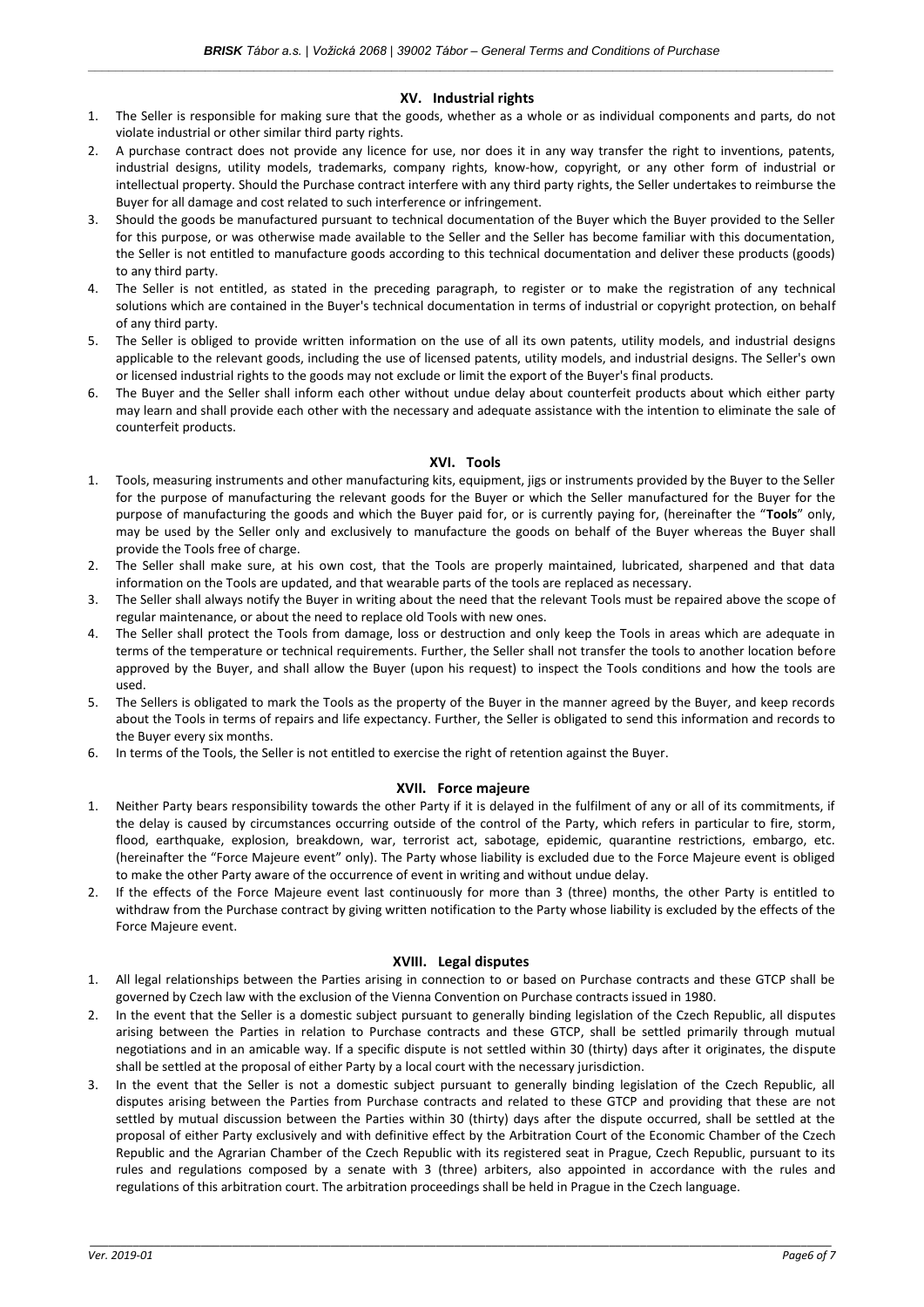## XV. Industrial rights

1. The Seller is responsible for making sure that the goods, whether as a whole or as individual components and parts, do not violate industrial or other similar third party rights.
2. A purchase contract does not provide any licence for use, nor does it in any way transfer the right to inventions, patents, industrial designs, utility models, trademarks, company rights, know-how, copyright, or any other form of industrial or intellectual property. Should the Purchase contract interfere with any third party rights, the Seller undertakes to reimburse the Buyer for all damage and cost related to such interference or infringement.
3. Should the goods be manufactured pursuant to technical documentation of the Buyer which the Buyer provided to the Seller for this purpose, or was otherwise made available to the Seller and the Seller has become familiar with this documentation, the Seller is not entitled to manufacture goods according to this technical documentation and deliver these products (goods) to any third party.
4. The Seller is not entitled, as stated in the preceding paragraph, to register or to make the registration of any technical solutions which are contained in the Buyer's technical documentation in terms of industrial or copyright protection, on behalf of any third party.
5. The Seller is obliged to provide written information on the use of all its own patents, utility models, and industrial designs applicable to the relevant goods, including the use of licensed patents, utility models, and industrial designs. The Seller's own or licensed industrial rights to the goods may not exclude or limit the export of the Buyer's final products.
6. The Buyer and the Seller shall inform each other without undue delay about counterfeit products about which either party may learn and shall provide each other with the necessary and adequate assistance with the intention to eliminate the sale of counterfeit products.

## XVI. Tools

1. Tools, measuring instruments and other manufacturing kits, equipment, jigs or instruments provided by the Buyer to the Seller for the purpose of manufacturing the relevant goods for the Buyer or which the Seller manufactured for the Buyer for the purpose of manufacturing the goods and which the Buyer paid for, or is currently paying for, (hereinafter the "**Tools**" only, may be used by the Seller only and exclusively to manufacture the goods on behalf of the Buyer whereas the Buyer shall provide the Tools free of charge.
2. The Seller shall make sure, at his own cost, that the Tools are properly maintained, lubricated, sharpened and that data information on the Tools are updated, and that wearable parts of the tools are replaced as necessary.
3. The Seller shall always notify the Buyer in writing about the need that the relevant Tools must be repaired above the scope of regular maintenance, or about the need to replace old Tools with new ones.
4. The Seller shall protect the Tools from damage, loss or destruction and only keep the Tools in areas which are adequate in terms of the temperature or technical requirements. Further, the Seller shall not transfer the tools to another location before approved by the Buyer, and shall allow the Buyer (upon his request) to inspect the Tools conditions and how the tools are used.
5. The Sellers is obligated to mark the Tools as the property of the Buyer in the manner agreed by the Buyer, and keep records about the Tools in terms of repairs and life expectancy. Further, the Seller is obligated to send this information and records to the Buyer every six months.
6. In terms of the Tools, the Seller is not entitled to exercise the right of retention against the Buyer.

## XVII. Force majeure

1. Neither Party bears responsibility towards the other Party if it is delayed in the fulfilment of any or all of its commitments, if the delay is caused by circumstances occurring outside of the control of the Party, which refers in particular to fire, storm, flood, earthquake, explosion, breakdown, war, terrorist act, sabotage, epidemic, quarantine restrictions, embargo, etc. (hereinafter the "Force Majeure event" only). The Party whose liability is excluded due to the Force Majeure event is obliged to make the other Party aware of the occurrence of event in writing and without undue delay.
2. If the effects of the Force Majeure event last continuously for more than 3 (three) months, the other Party is entitled to withdraw from the Purchase contract by giving written notification to the Party whose liability is excluded by the effects of the Force Majeure event.

## XVIII. Legal disputes

1. All legal relationships between the Parties arising in connection to or based on Purchase contracts and these GTCP shall be governed by Czech law with the exclusion of the Vienna Convention on Purchase contracts issued in 1980.
2. In the event that the Seller is a domestic subject pursuant to generally binding legislation of the Czech Republic, all disputes arising between the Parties in relation to Purchase contracts and these GTCP, shall be settled primarily through mutual negotiations and in an amicable way. If a specific dispute is not settled within 30 (thirty) days after it originates, the dispute shall be settled at the proposal of either Party by a local court with the necessary jurisdiction.
3. In the event that the Seller is not a domestic subject pursuant to generally binding legislation of the Czech Republic, all disputes arising between the Parties from Purchase contracts and related to these GTCP and providing that these are not settled by mutual discussion between the Parties within 30 (thirty) days after the dispute occurred, shall be settled at the proposal of either Party exclusively and with definitive effect by the Arbitration Court of the Economic Chamber of the Czech Republic and the Agrarian Chamber of the Czech Republic with its registered seat in Prague, Czech Republic, pursuant to its rules and regulations composed by a senate with 3 (three) arbiters, also appointed in accordance with the rules and regulations of this arbitration court. The arbitration proceedings shall be held in Prague in the Czech language.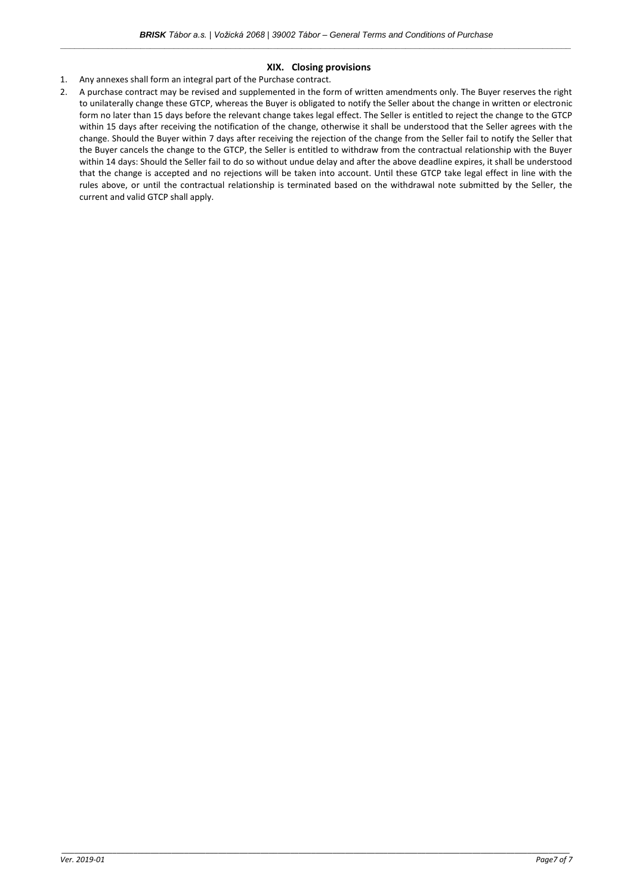## XIX. Closing provisions

1. Any annexes shall form an integral part of the Purchase contract.
2. A purchase contract may be revised and supplemented in the form of written amendments only. The Buyer reserves the right to unilaterally change these GTCP, whereas the Buyer is obligated to notify the Seller about the change in written or electronic form no later than 15 days before the relevant change takes legal effect. The Seller is entitled to reject the change to the GTCP within 15 days after receiving the notification of the change, otherwise it shall be understood that the Seller agrees with the change. Should the Buyer within 7 days after receiving the rejection of the change from the Seller fail to notify the Seller that the Buyer cancels the change to the GTCP, the Seller is entitled to withdraw from the contractual relationship with the Buyer within 14 days: Should the Seller fail to do so without undue delay and after the above deadline expires, it shall be understood that the change is accepted and no rejections will be taken into account. Until these GTCP take legal effect in line with the rules above, or until the contractual relationship is terminated based on the withdrawal note submitted by the Seller, the current and valid GTCP shall apply.